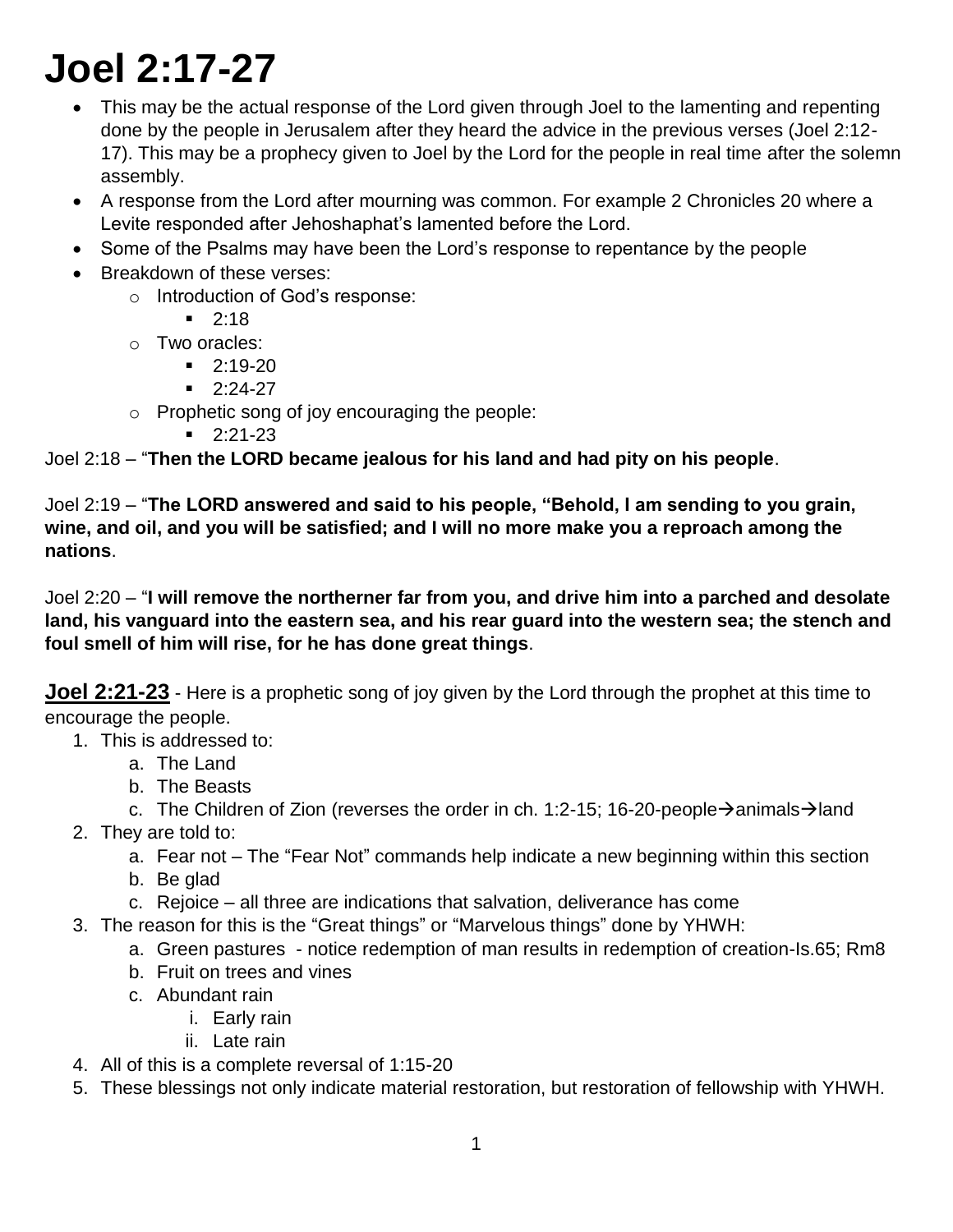# Joel 2:17-27

- This may be the actual response of the Lord given through Joel to the lamenting and repenting done by the people in Jerusalem after they heard the advice in the previous verses (Joel 2:12-17). This may be a prophecy given to Joel by the Lord for the people in real time after the solemn assembly.
- A response from the Lord after mourning was common. For example 2 Chronicles 20 where a Levite responded after Jehoshaphat's lamented before the Lord.
- Some of the Psalms may have been the Lord's response to repentance by the people
- Breakdown of these verses:
    - Introduction of God's response:
        - 2:18
    - Two oracles:
        - 2:19-20
        - 2:24-27
    - Prophetic song of joy encouraging the people:
        - 2:21-23

Joel 2:18 – "**Then the LORD became jealous for his land and had pity on his people**.

Joel 2:19 – "**The LORD answered and said to his people, "Behold, I am sending to you grain, wine, and oil, and you will be satisfied; and I will no more make you a reproach among the nations**.

Joel 2:20 – "**I will remove the northerner far from you, and drive him into a parched and desolate land, his vanguard into the eastern sea, and his rear guard into the western sea; the stench and foul smell of him will rise, for he has done great things**.

**Joel 2:21-23** - Here is a prophetic song of joy given by the Lord through the prophet at this time to encourage the people.

1. This is addressed to:
    a. The Land
    b. The Beasts
    c. The Children of Zion (reverses the order in ch. 1:2-15; 16-20-people→animals→land
2. They are told to:
    a. Fear not – The "Fear Not" commands help indicate a new beginning within this section
    b. Be glad
    c. Rejoice – all three are indications that salvation, deliverance has come
3. The reason for this is the "Great things" or "Marvelous things" done by YHWH:
    a. Green pastures - notice redemption of man results in redemption of creation-Is.65; Rm8
    b. Fruit on trees and vines
    c. Abundant rain
        i. Early rain
        ii. Late rain
4. All of this is a complete reversal of 1:15-20
5. These blessings not only indicate material restoration, but restoration of fellowship with YHWH.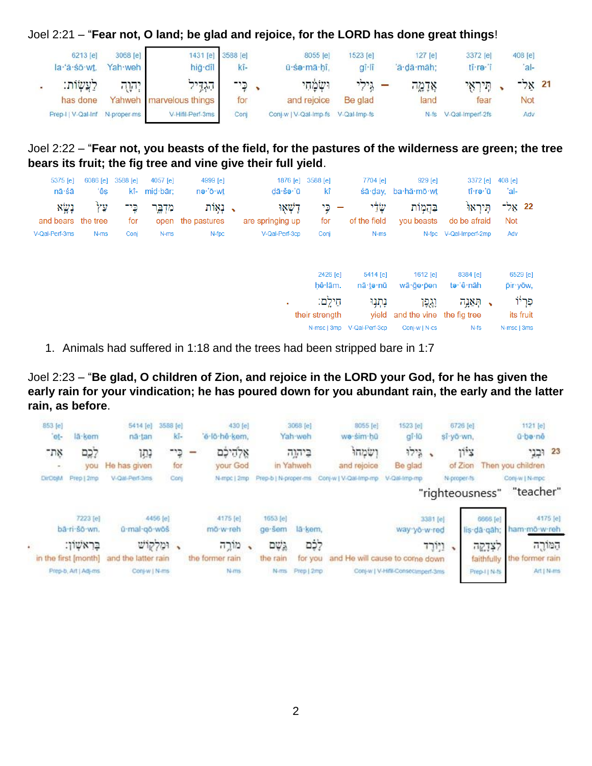Joel 2:21 – "**Fear not, O land; be glad and rejoice, for the LORD has done great things**!

| 6213 [e] | 3068 [e] | 1431 [e] | 3588 [e] | 8055 [e] | 1523 [e] | 127 [e] | 3372 [e] | 408 [e] | |
|---|---|---|---|---|---|---|---|---|---|
| la·'ă·śō·wt. | Yah·weh | hig·dîl | kî- | ū·śə·mā·ḥî, | gî·lî | 'ă·ḏā·māh; | tî·rə·'î | 'al- | |
| לַעֲשֽׂוֹת׃ | יְהוָ֖ה | הִגְדִּ֥יל | כִּֽי־ | וּשְׂמָ֔חִי | גִּ֣ילִי | אֲדָמָ֑ה | תִּֽירְאִ֖י | אַל־ | 21 |
| has done | Yahweh | marvelous things | for | and rejoice | Be glad | land | fear | Not | |
| Prep-l \| V-Qal-Inf | N-proper-ms | V-Hifil-Perf-3ms | Conj | Conj-w \| V-Qal-Imp-fs | V-Qal-Imp-fs | N-fs | V-Qal-Imperf-2fs | Adv | |

Joel 2:22 – "**Fear not, you beasts of the field, for the pastures of the wilderness are green; the tree bears its fruit; the fig tree and vine give their full yield**.

| 5375 [e] | 6086 [e] | 3588 [e] | 4057 [e] | 4999 [e] | 1876 [e] | 3588 [e] | 7704 [e] | 929 [e] | 3372 [e] | 408 [e] | |
|---|---|---|---|---|---|---|---|---|---|---|---|
| nā·śā | 'êṣ | kî- | miḏ·bār; | nə·'ō·wt | dā·šə·'ū | kî | śā·day, | ba·hă·mō·wt | tî·rə·'ū | 'al- | |
| נָשָׂ֣א | עֵץ֙ | כִּֽי־ | מִדְבָּ֑ר | נְא֣וֹת | דָּֽשְׁא֖וּ | כִּ֥י | שָׂדַ֔י | בַּהֲמ֣וֹת | תִּֽירְאוּ֙ | אַל־ | 22 |
| and bears | the tree | for | open | the pastures | are springing up | for | of the field | you beasts | do be afraid | Not | |
| V-Qal-Perf-3ms | N-ms | Conj | N-ms | N-fpc | V-Qal-Perf-3cp | Conj | N-ms | N-fpc | V-Qal-Imperf-2mp | Adv | |

| 2428 [e] | 5414 [e] | 1612 [e] | 8384 [e] | 6529 [e] |
|---|---|---|---|---|
| ḥê·lām. | nā·tə·nū | wā·ḡe·p̄en | tə·'ê·nāh | pir·yōw, |
| חֵילָֽם׃ | נָתְנ֥וּ | וָגֶ֖פֶן | תְּאֵנָ֥ה | פִּרְי֔וֹ |
| their strength | yield | and the vine | the fig tree | its fruit |
| N-msc \| 3mp | V-Qal-Perf-3cp | Conj-w \| N-cs | N-fs | N-msc \| 3ms |

1. Animals had suffered in 1:18 and the trees had been stripped bare in 1:7

Joel 2:23 – "**Be glad, O children of Zion, and rejoice in the LORD your God, for he has given the early rain for your vindication; he has poured down for you abundant rain, the early and the latter rain, as before**.

| 853 [e] | | 5414 [e] | 3588 [e] | 430 [e] | 3068 [e] | 8055 [e] | 1523 [e] | 6726 [e] | 1121 [e] | |
|---|---|---|---|---|---|---|---|---|---|---|
| 'et- | lā·ḵem | nā·ṯan | kî- | 'ĕ·lō·hê·ḵem, | Yah·weh | wə·śim·ḥū | gî·lū | ṣî·yō·wn, | ū·ḇə·nê | |
| אֶת־ | לָכֶ֛ם | נָתַ֥ן | כִּֽי־ | אֱלֹהֵיכֶ֔ם | בַּיהוָ֣ה | וְשִׂמְחוּ֙ | גִּ֤ילוּ | צִיּ֗וֹן | וּבְנֵ֨י | 23 |
| - | you | He has given | for | your God | in Yahweh | and rejoice | Be glad | of Zion | Then you children | |
| DirObjM | Prep \| 2mp | V-Qal-Perf-3ms | Conj | N-mpc \| 2mp | Prep-b \| N-proper-ms | Conj-w \| V-Qal-Imp-mp | V-Qal-Imp-mp | N-proper-fs | Conj-w \| N-mpc | |

"righteousness" "teacher"

| 7223 [e] | 4456 [e] | 4175 [e] | 1653 [e] | | 3381 [e] | 6666 [e] | 4175 [e] |
|---|---|---|---|---|---|---|---|
| bā·ri·šō·wn. | ū·mal·qō·wōš | mō·w·reh | ge·šem | lā·ḵem, | way·yō·w·red | lis·dā·qāh; | ham·mō·w·reh |
| בָּרִאשֽׁוֹן׃ | וּמַלְק֖וֹשׁ | מוֹרֶ֥ה | גֶּ֛שֶׁם | לָכֶ֜ם | וַיּ֣וֹרֶד | לִצְדָקָ֑ה | הַמּוֹרֶ֖ה |
| in the first [month] | and the latter rain | the former rain | the rain | for you | and He will cause to come down | faithfully | the former rain |
| Prep-b, Art \| Adj-ms | Conj-w \| N-ms | N-ms | N-ms | Prep \| 2mp | Conj-w \| V-Hifil-ConsecImperf-3ms | Prep-l \| N-fs | Art \| N-ms |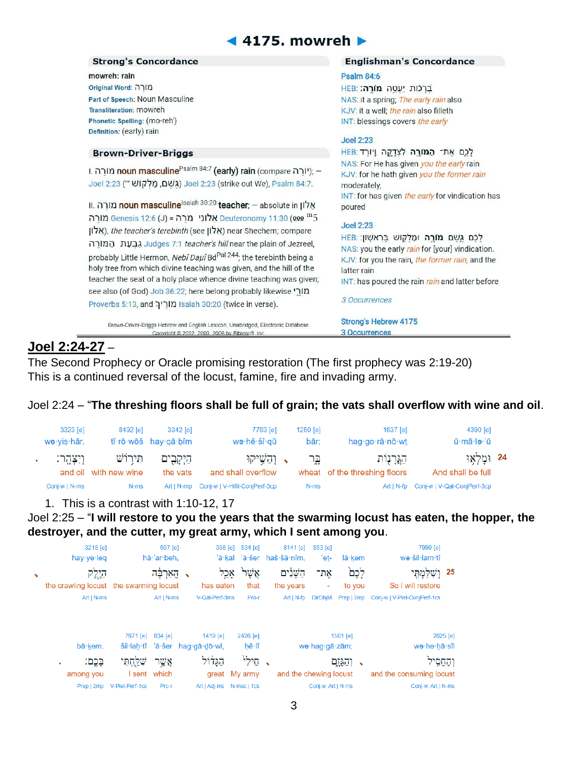# ◄ 4175. mowreh ►

## Strong's Concordance

**mowreh: rain**

**Original Word:** מוֹרֶה
**Part of Speech:** Noun Masculine
**Transliteration:** mowreh
**Phonetic Spelling:** (mo-reh')
**Definition:** (early) rain

## Brown-Driver-Briggs

I. מוֹרֶה **noun masculine**[Psalm 84:7] **(early) rain** (compare יוֹרֶה); — Joel 2:23 ("" גֶּשֶׁם, מַלְקוֹשׁ) Joel 2:23 (strike out We), Psalm 84:7.

II. מוֹרֶה **noun masculine**[Isaiah 30:20] **teacher**; — absolute in אֵלוֹן מוֹרֶה Genesis 12:6 (J) = אֵלוֹנֵי מֹרֶה Deuteronomy 11:30 (ᵷ [m]5 אֵלוֹן), *the teacher's terebinth* (see אֵלוֹן) near Shechem; compare גִּבְעַת הַמּוֹרֶה Judges 7:1 *teacher's hill* near the plain of Jezreel, probably Little Hermon, *Nebî Daḥî* Bd[Pal 244]; the terebinth being a holy tree from which divine teaching was given, and the hill of the teacher the seat of a holy place whence divine teaching was given; see also (of God) Job 36:22; here belong probably likewise מוֹרָי Proverbs 5:13, and מוֹרֶיךָ Isaiah 30:20 (twice in verse).

Brown-Driver-Briggs Hebrew and English Lexicon, Unabridged, Electronic Database. Copyright © 2002, 2003, 2006 by Biblesoft, Inc.

## Englishman's Concordance

**Psalm 84:6**
HEB: בְּרָכוֹת יַעְטֶה מוֹרֶה׃
NAS: it a spring; *The early rain* also
KJV: it a well; *the rain* also filleth
INT: blessings covers *the early*

**Joel 2:23**
HEB: לָכֶם אֶת־ הַמּוֹרֶה לִצְדָקָה וַיּוֹרֶד
NAS: For He has given *you the early* rain
KJV: for he hath given *you the former rain* moderately,
INT: for has given *the early* for vindication has poured

**Joel 2:23**
HEB: לָכֶם גֶּשֶׁם מוֹרֶה וּמַלְקוֹשׁ בָּרִאשׁוֹן׃
NAS: you the early *rain* for [your] vindication.
KJV: for you the rain, *the former rain*, and the latter rain
INT: has poured the rain *rain* and latter before

*3 Occurrences*

Strong's Hebrew 4175
3 Occurrences

---

## Joel 2:24-27 –

The Second Prophecy or Oracle promising restoration (The first prophecy was 2:19-20)
This is a continued reversal of the locust, famine, fire and invading army.

Joel 2:24 – "**The threshing floors shall be full of grain; the vats shall overflow with wine and oil**.

| 24 | | | | | | |
|---|---|---|---|---|---|---|
| 4390 [e] | 1637 [e] | 1250 [e] | 7783 [e] | 3342 [e] | 8492 [e] | 3323 [e] |
| ū·mā·lə·'ū | hag·go·rā·nō·wt | bār; | wə·hê·šî·qū | hay·qā·ḇîm | tî·rō·wōš | wə·yiṣ·hār. |
| וּמָלְא֥וּ | הַגֳּרָנ֖וֹת | בָּ֑ר | וְהֵשִׁ֥יקוּ | הַיְקָבִ֖ים | תִּיר֥וֹשׁ | וְיִצְהָֽר׃ |
| And shall be full | of the threshing floors | wheat | and shall overflow | the vats | with new wine | and oil |
| Conj-w \| V-Qal-ConjPerf-3cp | Art \| N-fp | N-ms | Conj-w \| V-Hifil-ConjPerf-3cp | Art \| N-mp | N-ms | Conj-w \| N-ms |

1. This is a contrast with 1:10-12, 17

Joel 2:25 – "**I will restore to you the years that the swarming locust has eaten, the hopper, the destroyer, and the cutter, my great army, which I sent among you**.

| 25 | | | | | | | | |
|---|---|---|---|---|---|---|---|---|
| 7999 [e] | | 853 [e] | 8141 [e] | 834 [e] | 398 [e] | 697 [e] | 3218 [e] |
| wə·šil·lam·tî | lā·ḵem | 'et- | haš·šā·nîm, | 'ă·šer | 'ā·ḵal | hā·'ar·beh, | hay·ye·leq |
| וְשִׁלַּמְתִּ֤י | לָכֶם֙ | אֶת־ | הַשָּׁנִ֔ים | אֲשֶׁר֙ | אָכַ֣ל | הָֽאַרְבֶּ֔ה | הַיֶּ֖לֶק |
| So I will restore | to you | - | the years | that | has eaten | the swarming locust | the crawling locust |
| Conj-w \| V-Piel-ConjPerf-1cs | Prep \| 2mp | DirObjM | Art \| N-fp | Pro-r | V-Qal-Perf-3ms | Art \| N-ms | Art \| N-ms |

| 2625 [e] | 1501 [e] | 2428 [e] | 1419 [e] | 834 [e] | 7971 [e] | |
|---|---|---|---|---|---|---|
| wə·he·ḥā·sîl | wə·hag·gā·zām; | ḥê·lî | hag·gā·dō·wl, | 'ă·šer | šil·laḥ·tî | bā·ḵem. |
| וְהֶחָסִ֣יל | וְהַגָּזָ֑ם | חֵילִי֙ | הַגָּד֔וֹל | אֲשֶׁ֥ר | שִׁלַּ֖חְתִּי | בָּכֶֽם׃ |
| and the consuming locust | and the chewing locust | My army | great | which | I sent | among you |
| Conj-w, Art \| N-ms | Conj-w, Art \| N-ms | N-msc \| 1cs | Art \| Adj-ms | Pro-r | V-Piel-Perf-1cs | Prep \| 2mp |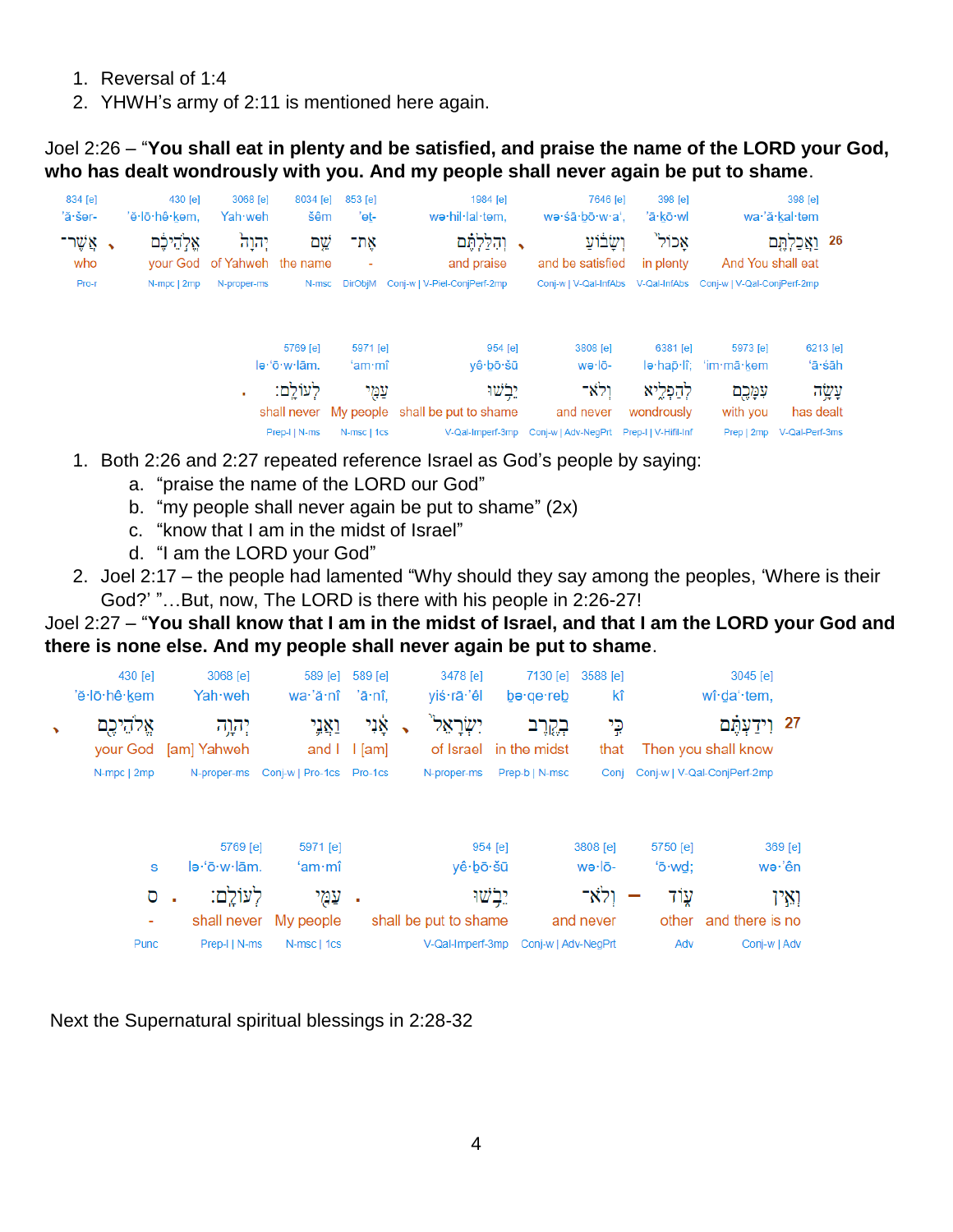1. Reversal of 1:4
2. YHWH's army of 2:11 is mentioned here again.

Joel 2:26 – "**You shall eat in plenty and be satisfied, and praise the name of the LORD your God, who has dealt wondrously with you. And my people shall never again be put to shame**.

| | | | | | | | | | |
|---|---|---|---|---|---|---|---|---|---|
| 834 [e] | 430 [e] | 3068 [e] | 8034 [e] | 853 [e] | 1984 [e] | 7646 [e] | 398 [e] | 398 [e] | |
| 'ă·šer- | 'ĕ·lō·hê·ḵem, | Yah·weh | šêm | 'eṯ- | wə·hil·lal·tem, | wə·śā·ḇō·w·a', | 'ā·ḵō·wl | wa·'ă·ḵal·tem | |
| אֲשֶׁר־ | אֱלֹהֵיכֶם | יְהוָה | שֵׁם | אֶת־ | וְהִלַּלְתֶּם | וְשָׂבוֹעַ | אָכוֹל | וַאֲכַלְתֶּם | 26 |
| who | your God | of Yahweh | the name | - | and praise | and be satisfied | in plenty | And You shall eat | |
| Pro-r | N-mpc \| 2mp | N-proper-ms | N-msc | DirObjM | Conj-w \| V-Piel-ConjPerf-2mp | Conj-w \| V-Qal-InfAbs | V-Qal-InfAbs | Conj-w \| V-Qal-ConjPerf-2mp | |

| | | | | | | |
|---|---|---|---|---|---|---|
| 5769 [e] | 5971 [e] | 954 [e] | 3808 [e] | 6381 [e] | 5973 [e] | 6213 [e] |
| lə·'ō·w·lām. | 'am·mî | yê·ḇō·šū | wə·lō- | lə·hap̄·lî; | 'im·mā·ḵem | 'ā·śāh |
| לְעוֹלָם׃ | עַמִּי | יֵבֹשׁוּ | וְלֹא־ | לְהַפְלִיא | עִמָּכֶם | עָשָׂה |
| shall never | My people | shall be put to shame | and never | wondrously | with you | has dealt |
| Prep-l \| N-ms | N-msc \| 1cs | V-Qal-Imperf-3mp | Conj-w \| Adv-NegPrt | Prep-l \| V-Hifil-Inf | Prep \| 2mp | V-Qal-Perf-3ms |

1. Both 2:26 and 2:27 repeated reference Israel as God's people by saying:
   a. "praise the name of the LORD our God"
   b. "my people shall never again be put to shame" (2x)
   c. "know that I am in the midst of Israel"
   d. "I am the LORD your God"
2. Joel 2:17 – the people had lamented "Why should they say among the peoples, 'Where is their God?' "…But, now, The LORD is there with his people in 2:26-27!

Joel 2:27 – "**You shall know that I am in the midst of Israel, and that I am the LORD your God and there is none else. And my people shall never again be put to shame**.

| | | | | | | | | |
|---|---|---|---|---|---|---|---|---|
| 430 [e] | 3068 [e] | 589 [e] | 589 [e] | 3478 [e] | 7130 [e] | 3588 [e] | 3045 [e] | |
| 'ĕ·lō·hê·ḵem | Yah·weh | wa·'ă·nî | 'ă·nî, | yiś·rā·'êl | bə·qe·reḇ | kî | wî·ḏa'·tem, | |
| אֱלֹהֵיכֶם | יְהוָה | וַאֲנִי | אֲנִי | יִשְׂרָאֵל | בְּקֶרֶב | כִּי | וִידַעְתֶּם | 27 |
| your God | [am] Yahweh | and I | I [am] | of Israel | in the midst | that | Then you shall know | |
| N-mpc \| 2mp | N-proper-ms | Conj-w \| Pro-1cs | Pro-1cs | N-proper-ms | Prep-b \| N-msc | Conj | Conj-w \| V-Qal-ConjPerf-2mp | |

| | | | | | | |
|---|---|---|---|---|---|---|
| | 5769 [e] | 5971 [e] | 954 [e] | 3808 [e] | 5750 [e] | 369 [e] |
| s | lə·'ō·w·lām. | 'am·mî | yê·ḇō·šū | wə·lō- | 'ō·wḏ; | wə·'ên |
| ס | לְעוֹלָם׃ | עַמִּי | יֵבֹשׁוּ | וְלֹא־ | עוֹד | וְאֵין |
| - | shall never | My people | shall be put to shame | and never | other | and there is no |
| Punc | Prep-l \| N-ms | N-msc \| 1cs | V-Qal-Imperf-3mp | Conj-w \| Adv-NegPrt | Adv | Conj-w \| Adv |

Next the Supernatural spiritual blessings in 2:28-32